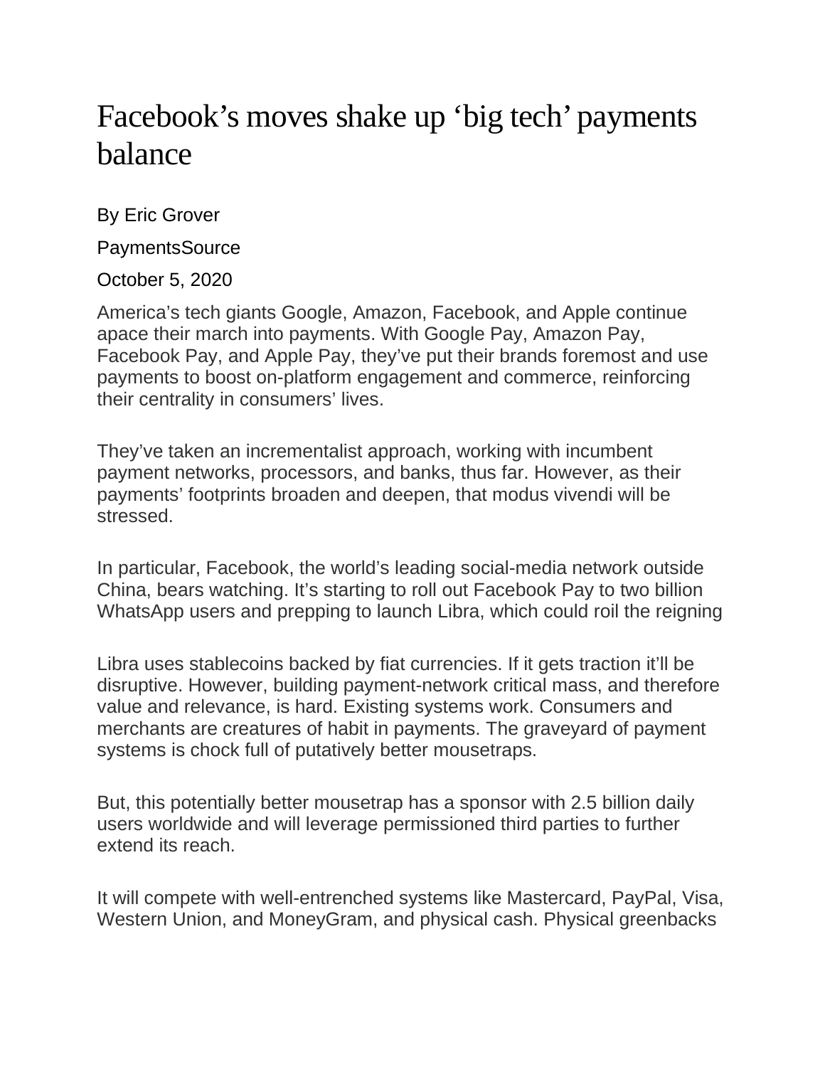# Facebook's moves shake up 'big tech' payments balance

By Eric Grover

PaymentsSource

October 5, 2020

America's tech giants Google, Amazon, Facebook, and Apple continue apace their march into payments. With Google Pay, Amazon Pay, Facebook Pay, and Apple Pay, they've put their brands foremost and use payments to boost on-platform engagement and commerce, reinforcing their centrality in consumers' lives.

They've taken an incrementalist approach, working with incumbent payment networks, processors, and banks, thus far. However, as their payments' footprints broaden and deepen, that modus vivendi will be stressed.

In particular, Facebook, the world's leading social-media network outside China, bears watching. It's starting to roll out Facebook Pay to two billion WhatsApp users and prepping to launch Libra, which could roil the reigning

Libra uses stablecoins backed by fiat currencies. If it gets traction it'll be disruptive. However, building payment-network critical mass, and therefore value and relevance, is hard. Existing systems work. Consumers and merchants are creatures of habit in payments. The graveyard of payment systems is chock full of putatively better mousetraps.

But, this potentially better mousetrap has a sponsor with 2.5 billion daily users worldwide and will leverage permissioned third parties to further extend its reach.

It will compete with well-entrenched systems like Mastercard, PayPal, Visa, Western Union, and MoneyGram, and physical cash. Physical greenbacks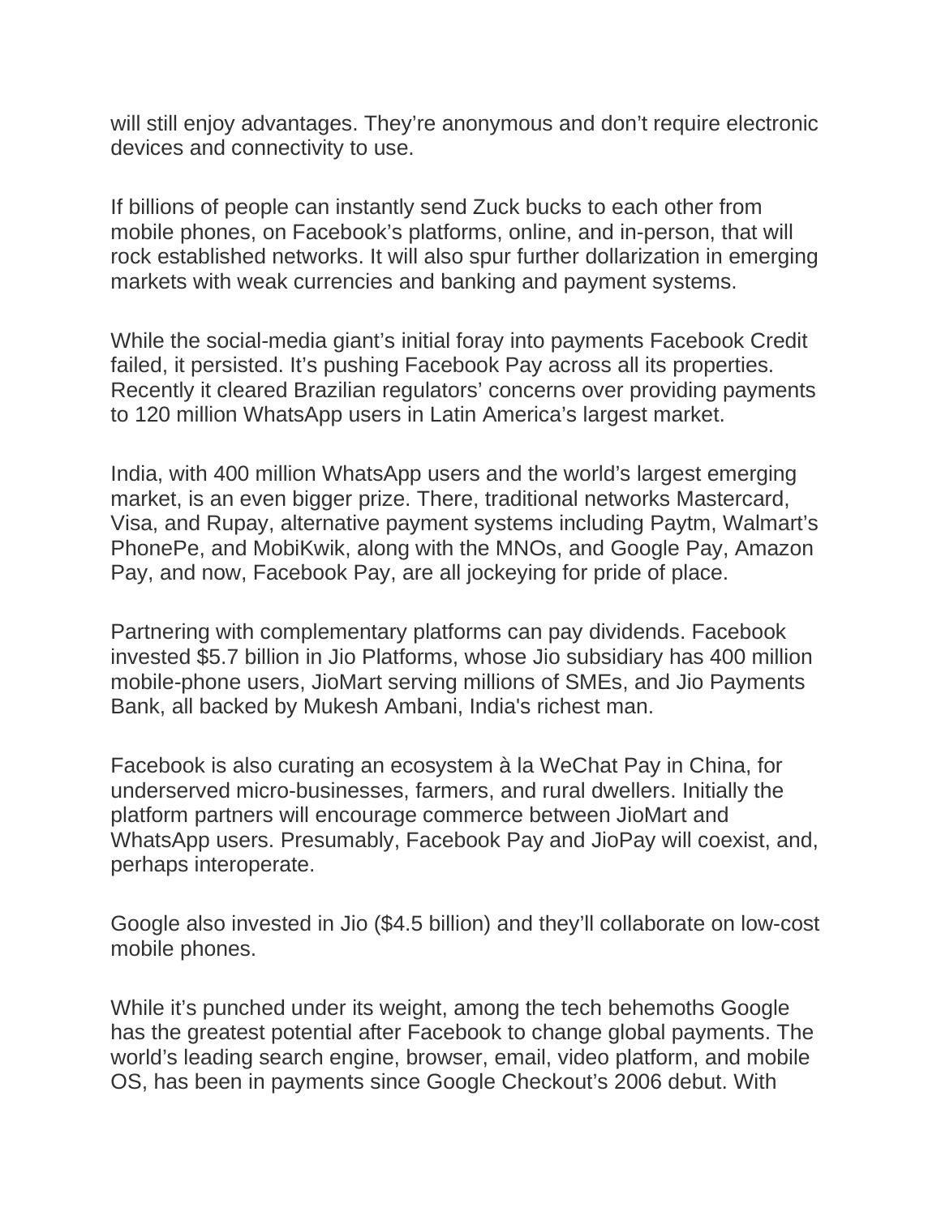will still enjoy advantages. They're anonymous and don't require electronic devices and connectivity to use.

If billions of people can instantly send Zuck bucks to each other from mobile phones, on Facebook's platforms, online, and in-person, that will rock established networks. It will also spur further dollarization in emerging markets with weak currencies and banking and payment systems.

While the social-media giant's initial foray into payments Facebook Credit failed, it persisted. It's pushing Facebook Pay across all its properties. Recently it cleared Brazilian regulators' concerns over providing payments to 120 million WhatsApp users in Latin America's largest market.

India, with 400 million WhatsApp users and the world's largest emerging market, is an even bigger prize. There, traditional networks Mastercard, Visa, and Rupay, alternative payment systems including Paytm, Walmart's PhonePe, and MobiKwik, along with the MNOs, and Google Pay, Amazon Pay, and now, Facebook Pay, are all jockeying for pride of place.

Partnering with complementary platforms can pay dividends. Facebook invested $5.7 billion in Jio Platforms, whose Jio subsidiary has 400 million mobile-phone users, JioMart serving millions of SMEs, and Jio Payments Bank, all backed by Mukesh Ambani, India's richest man.

Facebook is also curating an ecosystem à la WeChat Pay in China, for underserved micro-businesses, farmers, and rural dwellers. Initially the platform partners will encourage commerce between JioMart and WhatsApp users. Presumably, Facebook Pay and JioPay will coexist, and, perhaps interoperate.

Google also invested in Jio ($4.5 billion) and they'll collaborate on low-cost mobile phones.

While it's punched under its weight, among the tech behemoths Google has the greatest potential after Facebook to change global payments. The world's leading search engine, browser, email, video platform, and mobile OS, has been in payments since Google Checkout's 2006 debut. With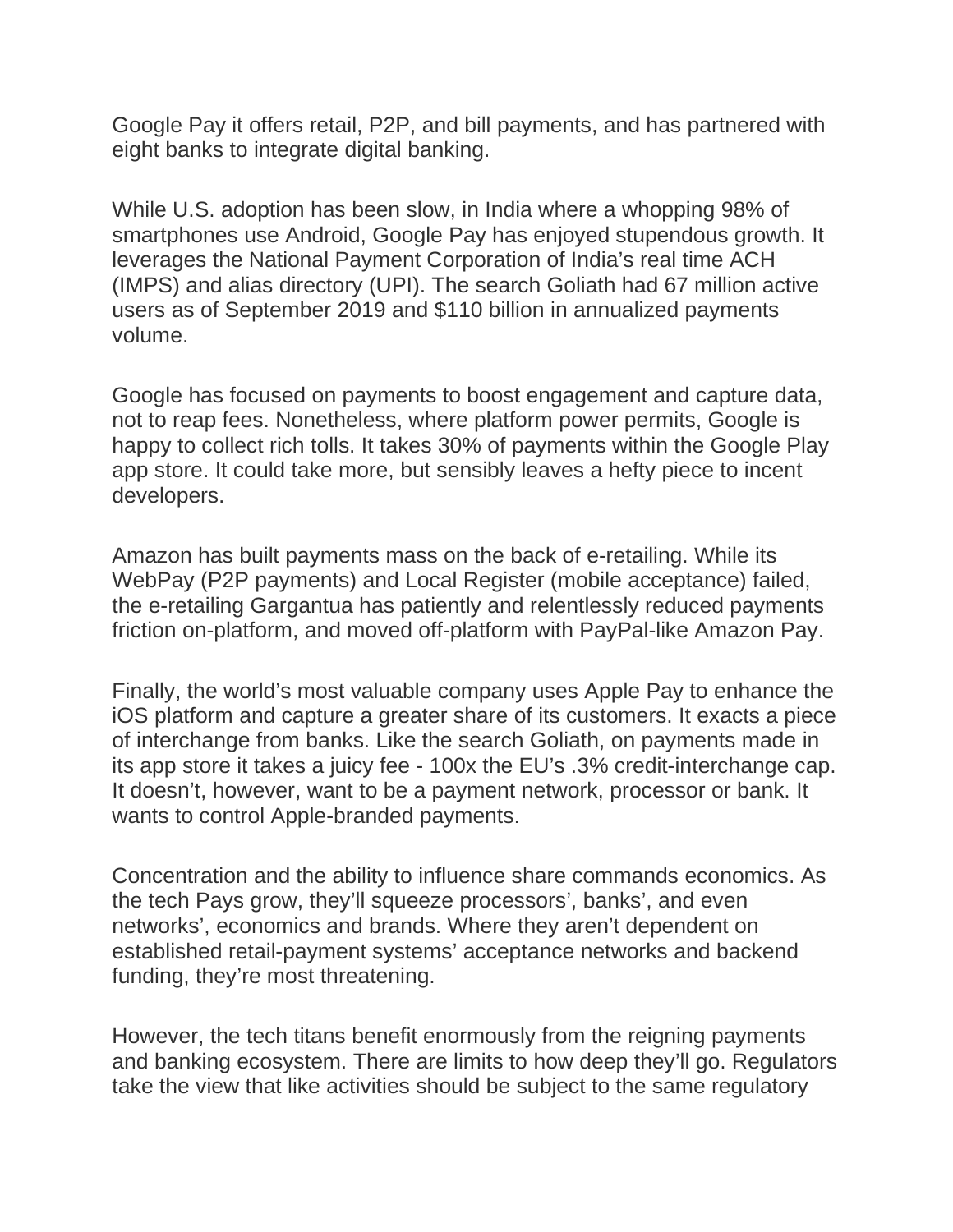Google Pay it offers retail, P2P, and bill payments, and has partnered with eight banks to integrate digital banking.

While U.S. adoption has been slow, in India where a whopping 98% of smartphones use Android, Google Pay has enjoyed stupendous growth. It leverages the National Payment Corporation of India's real time ACH (IMPS) and alias directory (UPI). The search Goliath had 67 million active users as of September 2019 and $110 billion in annualized payments volume.

Google has focused on payments to boost engagement and capture data, not to reap fees. Nonetheless, where platform power permits, Google is happy to collect rich tolls. It takes 30% of payments within the Google Play app store. It could take more, but sensibly leaves a hefty piece to incent developers.

Amazon has built payments mass on the back of e-retailing. While its WebPay (P2P payments) and Local Register (mobile acceptance) failed, the e-retailing Gargantua has patiently and relentlessly reduced payments friction on-platform, and moved off-platform with PayPal-like Amazon Pay.

Finally, the world's most valuable company uses Apple Pay to enhance the iOS platform and capture a greater share of its customers. It exacts a piece of interchange from banks. Like the search Goliath, on payments made in its app store it takes a juicy fee - 100x the EU's .3% credit-interchange cap. It doesn't, however, want to be a payment network, processor or bank. It wants to control Apple-branded payments.

Concentration and the ability to influence share commands economics. As the tech Pays grow, they'll squeeze processors', banks', and even networks', economics and brands. Where they aren't dependent on established retail-payment systems' acceptance networks and backend funding, they're most threatening.

However, the tech titans benefit enormously from the reigning payments and banking ecosystem. There are limits to how deep they'll go. Regulators take the view that like activities should be subject to the same regulatory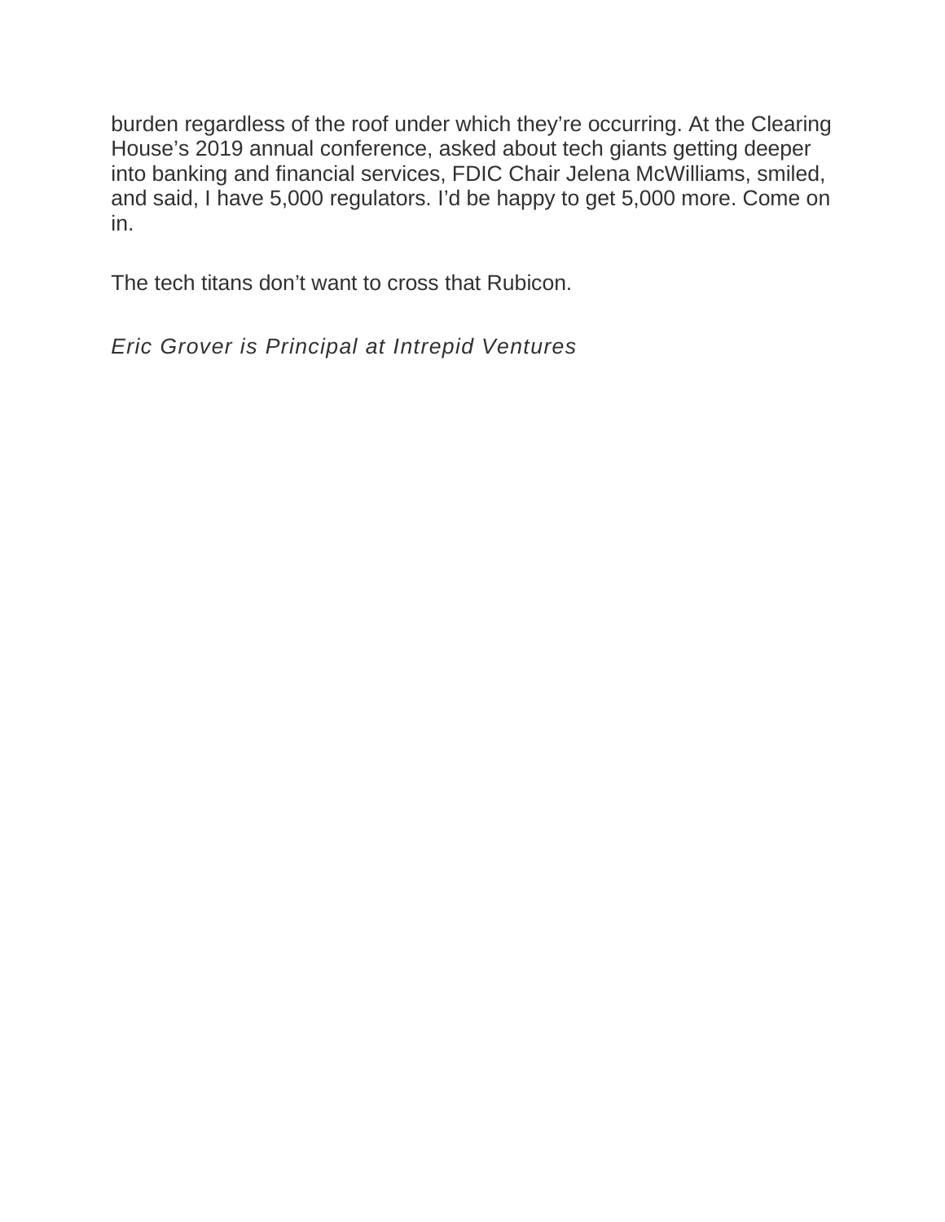burden regardless of the roof under which they're occurring. At the Clearing House's 2019 annual conference, asked about tech giants getting deeper into banking and financial services, FDIC Chair Jelena McWilliams, smiled, and said, I have 5,000 regulators. I'd be happy to get 5,000 more. Come on in.

The tech titans don't want to cross that Rubicon.

*Eric Grover is Principal at Intrepid Ventures*